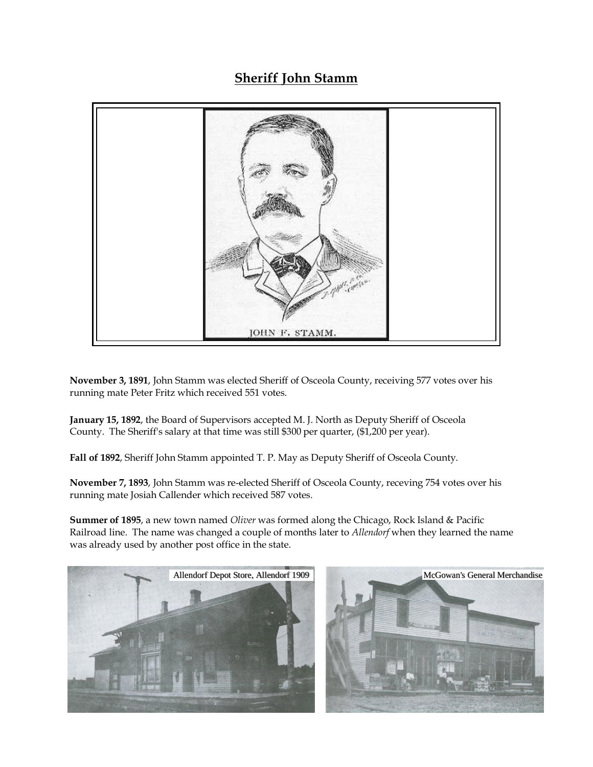# Sheriff John Stamm

JOHN F. STAMM.

**November 3, 1891**, John Stamm was elected Sheriff of Osceola County, receiving 577 votes over his running mate Peter Fritz which received 551 votes.

**January 15, 1892**, the Board of Supervisors accepted M. J. North as Deputy Sheriff of Osceola County. The Sheriff's salary at that time was still $300 per quarter, ($1,200 per year).

**Fall of 1892**, Sheriff John Stamm appointed T. P. May as Deputy Sheriff of Osceola County.

**November 7, 1893**, John Stamm was re-elected Sheriff of Osceola County, receving 754 votes over his running mate Josiah Callender which received 587 votes.

**Summer of 1895**, a new town named *Oliver* was formed along the Chicago, Rock Island & Pacific Railroad line. The name was changed a couple of months later to *Allendorf* when they learned the name was already used by another post office in the state.

Allendorf Depot Store, Allendorf 1909

McGowan's General Merchandise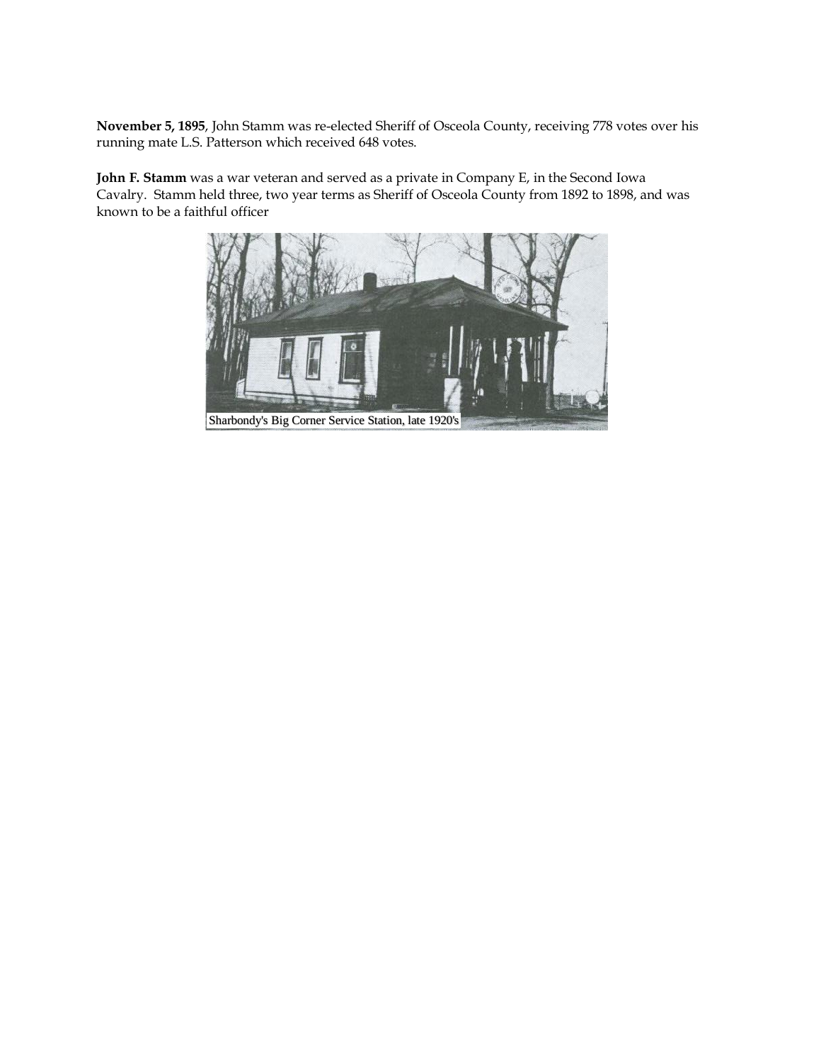**November 5, 1895**, John Stamm was re-elected Sheriff of Osceola County, receiving 778 votes over his running mate L.S. Patterson which received 648 votes.

**John F. Stamm** was a war veteran and served as a private in Company E, in the Second Iowa Cavalry. Stamm held three, two year terms as Sheriff of Osceola County from 1892 to 1898, and was known to be a faithful officer

Sharbondy's Big Corner Service Station, late 1920's